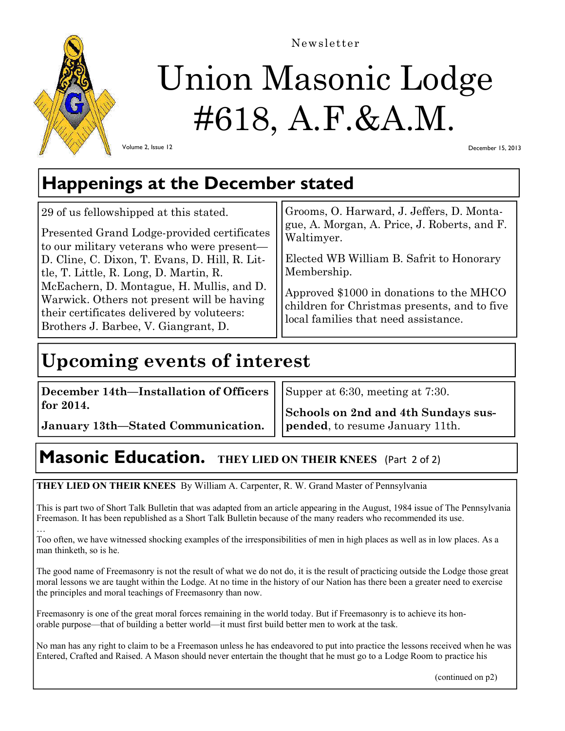Newsletter

# Union Masonic Lodge #618, A.F.&A.M.

Volume 2, Issue 12

December 15, 2013

## Happenings at the December stated

29 of us fellowshipped at this stated.

Presented Grand Lodge-provided certificates to our military veterans who were present—D. Cline, C. Dixon, T. Evans, D. Hill, R. Little, T. Little, R. Long, D. Martin, R. McEachern, D. Montague, H. Mullis, and D. Warwick. Others not present will be having their certificates delivered by voluteers: Brothers J. Barbee, V. Giangrant, D. Grooms, O. Harward, J. Jeffers, D. Montague, A. Morgan, A. Price, J. Roberts, and F. Waltimyer.

Elected WB William B. Safrit to Honorary Membership.

Approved $1000 in donations to the MHCO children for Christmas presents, and to five local families that need assistance.

## Upcoming events of interest

**December 14th—Installation of Officers for 2014.**

**January 13th—Stated Communication.** Supper at 6:30, meeting at 7:30.

**Schools on 2nd and 4th Sundays suspended**, to resume January 11th.

## Masonic Education. THEY LIED ON THEIR KNEES (Part 2 of 2)

**THEY LIED ON THEIR KNEES** By William A. Carpenter, R. W. Grand Master of Pennsylvania

This is part two of Short Talk Bulletin that was adapted from an article appearing in the August, 1984 issue of The Pennsylvania Freemason. It has been republished as a Short Talk Bulletin because of the many readers who recommended its use.

…

Too often, we have witnessed shocking examples of the irresponsibilities of men in high places as well as in low places. As a man thinketh, so is he.

The good name of Freemasonry is not the result of what we do not do, it is the result of practicing outside the Lodge those great moral lessons we are taught within the Lodge. At no time in the history of our Nation has there been a greater need to exercise the principles and moral teachings of Freemasonry than now.

Freemasonry is one of the great moral forces remaining in the world today. But if Freemasonry is to achieve its honorable purpose—that of building a better world—it must first build better men to work at the task.

No man has any right to claim to be a Freemason unless he has endeavored to put into practice the lessons received when he was Entered, Crafted and Raised. A Mason should never entertain the thought that he must go to a Lodge Room to practice his

(continued on p2)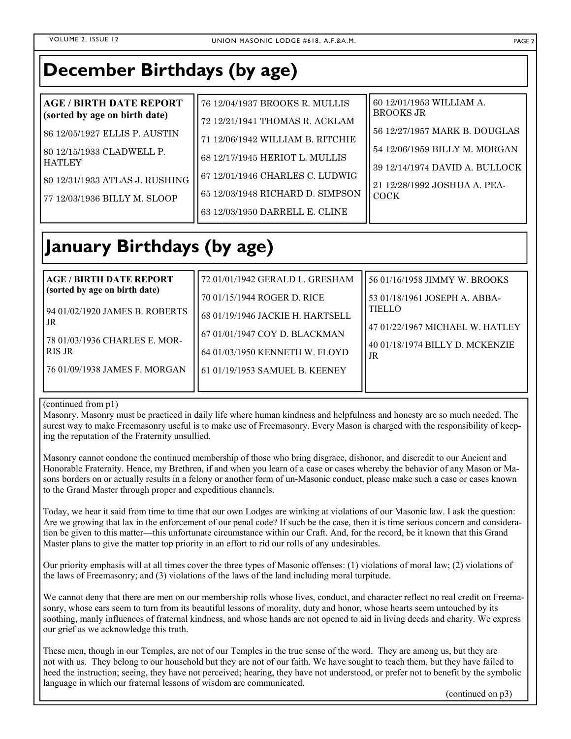# December Birthdays (by age)

**AGE / BIRTH DATE REPORT (sorted by age on birth date)**

86 12/05/1927 ELLIS P. AUSTIN

80 12/15/1933 CLADWELL P. HATLEY

80 12/31/1933 ATLAS J. RUSHING

77 12/03/1936 BILLY M. SLOOP

76 12/04/1937 BROOKS R. MULLIS

72 12/21/1941 THOMAS R. ACKLAM

71 12/06/1942 WILLIAM B. RITCHIE

68 12/17/1945 HERIOT L. MULLIS

67 12/01/1946 CHARLES C. LUDWIG

65 12/03/1948 RICHARD D. SIMPSON

63 12/03/1950 DARRELL E. CLINE

60 12/01/1953 WILLIAM A. BROOKS JR

56 12/27/1957 MARK B. DOUGLAS

54 12/06/1959 BILLY M. MORGAN

39 12/14/1974 DAVID A. BULLOCK

21 12/28/1992 JOSHUA A. PEACOCK

# January Birthdays (by age)

**AGE / BIRTH DATE REPORT (sorted by age on birth date)**

94 01/02/1920 JAMES B. ROBERTS JR

78 01/03/1936 CHARLES E. MORRIS JR

76 01/09/1938 JAMES F. MORGAN

72 01/01/1942 GERALD L. GRESHAM

70 01/15/1944 ROGER D. RICE

68 01/19/1946 JACKIE H. HARTSELL

67 01/01/1947 COY D. BLACKMAN

64 01/03/1950 KENNETH W. FLOYD

61 01/19/1953 SAMUEL B. KEENEY

56 01/16/1958 JIMMY W. BROOKS

53 01/18/1961 JOSEPH A. ABBATIELLO

47 01/22/1967 MICHAEL W. HATLEY

40 01/18/1974 BILLY D. MCKENZIE JR

(continued from p1)

Masonry. Masonry must be practiced in daily life where human kindness and helpfulness and honesty are so much needed. The surest way to make Freemasonry useful is to make use of Freemasonry. Every Mason is charged with the responsibility of keeping the reputation of the Fraternity unsullied.

Masonry cannot condone the continued membership of those who bring disgrace, dishonor, and discredit to our Ancient and Honorable Fraternity. Hence, my Brethren, if and when you learn of a case or cases whereby the behavior of any Mason or Masons borders on or actually results in a felony or another form of un-Masonic conduct, please make such a case or cases known to the Grand Master through proper and expeditious channels.

Today, we hear it said from time to time that our own Lodges are winking at violations of our Masonic law. I ask the question: Are we growing that lax in the enforcement of our penal code? If such be the case, then it is time serious concern and consideration be given to this matter—this unfortunate circumstance within our Craft. And, for the record, be it known that this Grand Master plans to give the matter top priority in an effort to rid our rolls of any undesirables.

Our priority emphasis will at all times cover the three types of Masonic offenses: (1) violations of moral law; (2) violations of the laws of Freemasonry; and (3) violations of the laws of the land including moral turpitude.

We cannot deny that there are men on our membership rolls whose lives, conduct, and character reflect no real credit on Freemasonry, whose ears seem to turn from its beautiful lessons of morality, duty and honor, whose hearts seem untouched by its soothing, manly influences of fraternal kindness, and whose hands are not opened to aid in living deeds and charity. We express our grief as we acknowledge this truth.

These men, though in our Temples, are not of our Temples in the true sense of the word. They are among us, but they are not with us. They belong to our household but they are not of our faith. We have sought to teach them, but they have failed to heed the instruction; seeing, they have not perceived; hearing, they have not understood, or prefer not to benefit by the symbolic language in which our fraternal lessons of wisdom are communicated.

(continued on p3)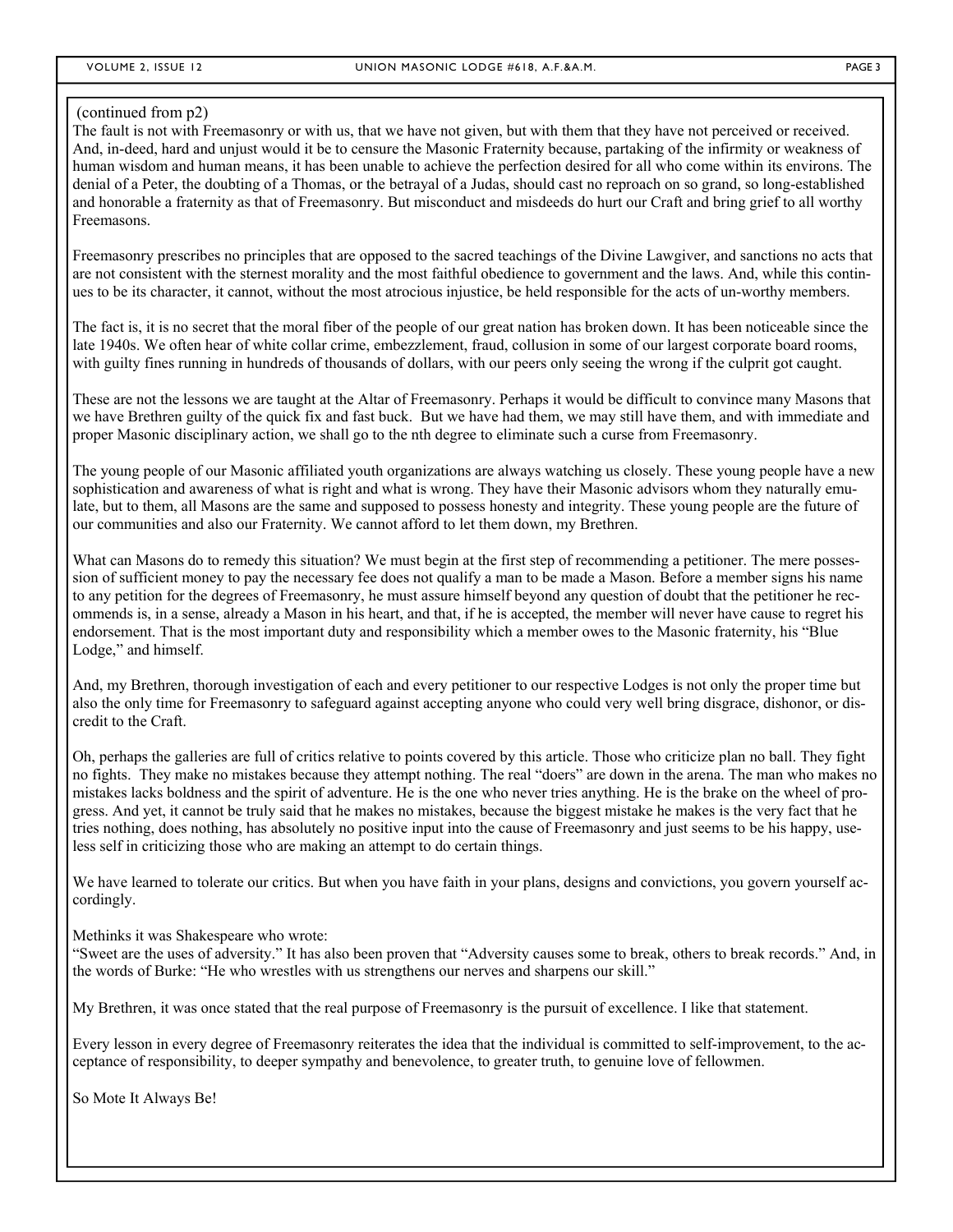(continued from p2)

The fault is not with Freemasonry or with us, that we have not given, but with them that they have not perceived or received. And, in-deed, hard and unjust would it be to censure the Masonic Fraternity because, partaking of the infirmity or weakness of human wisdom and human means, it has been unable to achieve the perfection desired for all who come within its environs. The denial of a Peter, the doubting of a Thomas, or the betrayal of a Judas, should cast no reproach on so grand, so long-established and honorable a fraternity as that of Freemasonry. But misconduct and misdeeds do hurt our Craft and bring grief to all worthy Freemasons.

Freemasonry prescribes no principles that are opposed to the sacred teachings of the Divine Lawgiver, and sanctions no acts that are not consistent with the sternest morality and the most faithful obedience to government and the laws. And, while this continues to be its character, it cannot, without the most atrocious injustice, be held responsible for the acts of un-worthy members.

The fact is, it is no secret that the moral fiber of the people of our great nation has broken down. It has been noticeable since the late 1940s. We often hear of white collar crime, embezzlement, fraud, collusion in some of our largest corporate board rooms, with guilty fines running in hundreds of thousands of dollars, with our peers only seeing the wrong if the culprit got caught.

These are not the lessons we are taught at the Altar of Freemasonry. Perhaps it would be difficult to convince many Masons that we have Brethren guilty of the quick fix and fast buck. But we have had them, we may still have them, and with immediate and proper Masonic disciplinary action, we shall go to the nth degree to eliminate such a curse from Freemasonry.

The young people of our Masonic affiliated youth organizations are always watching us closely. These young people have a new sophistication and awareness of what is right and what is wrong. They have their Masonic advisors whom they naturally emulate, but to them, all Masons are the same and supposed to possess honesty and integrity. These young people are the future of our communities and also our Fraternity. We cannot afford to let them down, my Brethren.

What can Masons do to remedy this situation? We must begin at the first step of recommending a petitioner. The mere possession of sufficient money to pay the necessary fee does not qualify a man to be made a Mason. Before a member signs his name to any petition for the degrees of Freemasonry, he must assure himself beyond any question of doubt that the petitioner he recommends is, in a sense, already a Mason in his heart, and that, if he is accepted, the member will never have cause to regret his endorsement. That is the most important duty and responsibility which a member owes to the Masonic fraternity, his "Blue Lodge," and himself.

And, my Brethren, thorough investigation of each and every petitioner to our respective Lodges is not only the proper time but also the only time for Freemasonry to safeguard against accepting anyone who could very well bring disgrace, dishonor, or discredit to the Craft.

Oh, perhaps the galleries are full of critics relative to points covered by this article. Those who criticize plan no ball. They fight no fights. They make no mistakes because they attempt nothing. The real "doers" are down in the arena. The man who makes no mistakes lacks boldness and the spirit of adventure. He is the one who never tries anything. He is the brake on the wheel of progress. And yet, it cannot be truly said that he makes no mistakes, because the biggest mistake he makes is the very fact that he tries nothing, does nothing, has absolutely no positive input into the cause of Freemasonry and just seems to be his happy, useless self in criticizing those who are making an attempt to do certain things.

We have learned to tolerate our critics. But when you have faith in your plans, designs and convictions, you govern yourself accordingly.

Methinks it was Shakespeare who wrote:
"Sweet are the uses of adversity." It has also been proven that "Adversity causes some to break, others to break records." And, in the words of Burke: "He who wrestles with us strengthens our nerves and sharpens our skill."

My Brethren, it was once stated that the real purpose of Freemasonry is the pursuit of excellence. I like that statement.

Every lesson in every degree of Freemasonry reiterates the idea that the individual is committed to self-improvement, to the acceptance of responsibility, to deeper sympathy and benevolence, to greater truth, to genuine love of fellowmen.

So Mote It Always Be!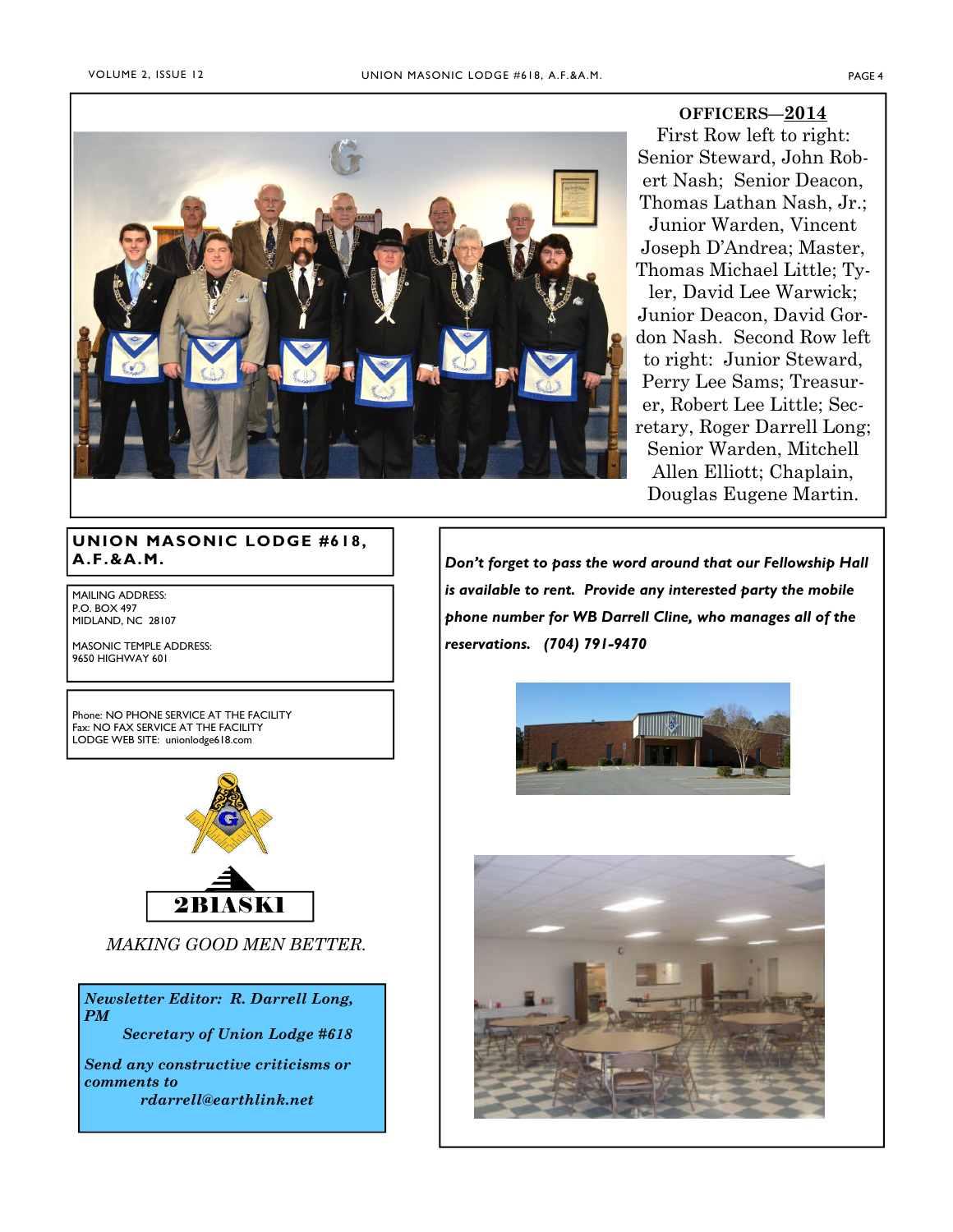**OFFICERS—2014**

First Row left to right: Senior Steward, John Robert Nash; Senior Deacon, Thomas Lathan Nash, Jr.; Junior Warden, Vincent Joseph D'Andrea; Master, Thomas Michael Little; Tyler, David Lee Warwick; Junior Deacon, David Gordon Nash. Second Row left to right: Junior Steward, Perry Lee Sams; Treasurer, Robert Lee Little; Secretary, Roger Darrell Long; Senior Warden, Mitchell Allen Elliott; Chaplain, Douglas Eugene Martin.

**UNION MASONIC LODGE #618, A.F.&A.M.**

MAILING ADDRESS:
P.O. BOX 497
MIDLAND, NC 28107

MASONIC TEMPLE ADDRESS:
9650 HIGHWAY 601

Phone: NO PHONE SERVICE AT THE FACILITY
Fax: NO FAX SERVICE AT THE FACILITY
LODGE WEB SITE: unionlodge618.com

2B1ASK1

*MAKING GOOD MEN BETTER.*

***Newsletter Editor: R. Darrell Long, PM***
***Secretary of Union Lodge #618***

***Send any constructive criticisms or comments to***
***rdarrell@earthlink.net***

***Don't forget to pass the word around that our Fellowship Hall is available to rent. Provide any interested party the mobile phone number for WB Darrell Cline, who manages all of the reservations. (704) 791-9470***